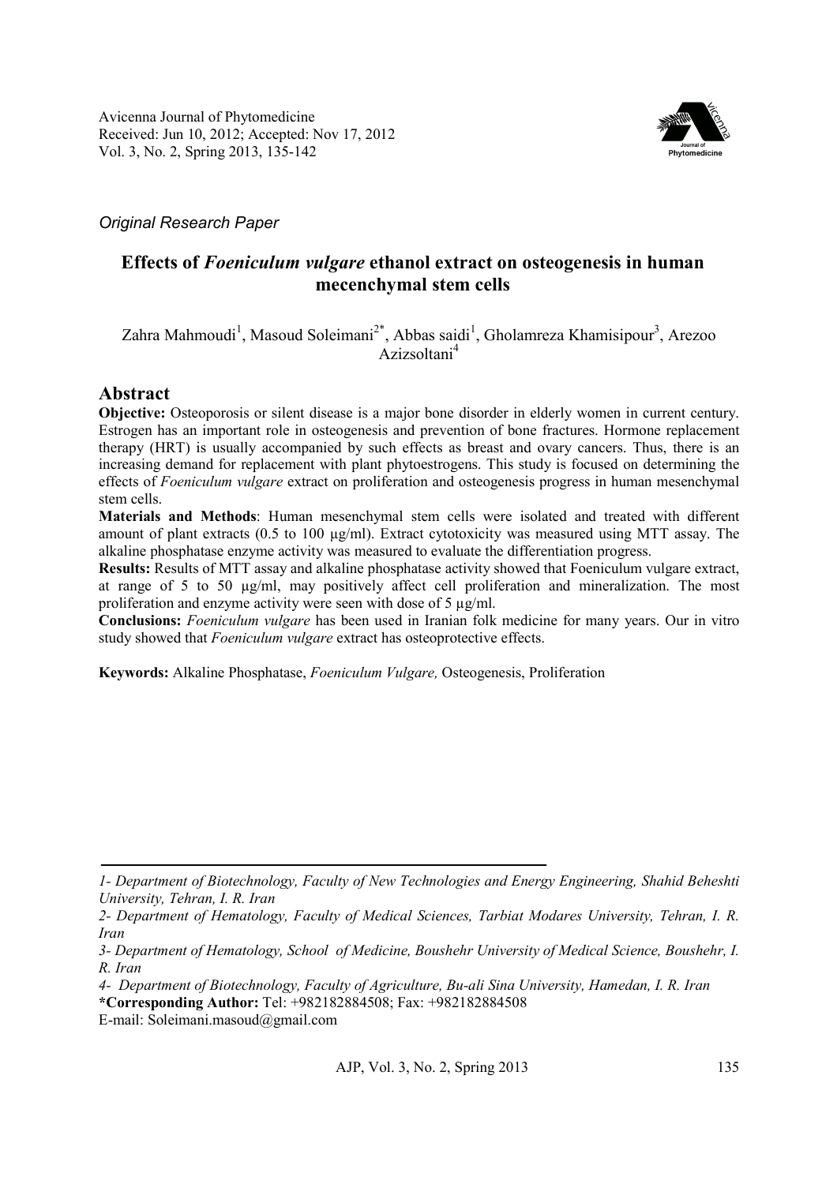Avicenna Journal of Phytomedicine
Received: Jun 10, 2012; Accepted: Nov 17, 2012
Vol. 3, No. 2, Spring 2013, 135-142

*Original Research Paper*

# Effects of *Foeniculum vulgare* ethanol extract on osteogenesis in human mecenchymal stem cells

Zahra Mahmoudi[1], Masoud Soleimani[2*], Abbas saidi[1], Gholamreza Khamisipour[3], Arezoo Azizsoltani[4]

## Abstract

**Objective:** Osteoporosis or silent disease is a major bone disorder in elderly women in current century. Estrogen has an important role in osteogenesis and prevention of bone fractures. Hormone replacement therapy (HRT) is usually accompanied by such effects as breast and ovary cancers. Thus, there is an increasing demand for replacement with plant phytoestrogens. This study is focused on determining the effects of *Foeniculum vulgare* extract on proliferation and osteogenesis progress in human mesenchymal stem cells.

**Materials and Methods**: Human mesenchymal stem cells were isolated and treated with different amount of plant extracts (0.5 to 100 µg/ml). Extract cytotoxicity was measured using MTT assay. The alkaline phosphatase enzyme activity was measured to evaluate the differentiation progress.

**Results:** Results of MTT assay and alkaline phosphatase activity showed that Foeniculum vulgare extract, at range of 5 to 50 µg/ml, may positively affect cell proliferation and mineralization. The most proliferation and enzyme activity were seen with dose of 5 µg/ml.

**Conclusions:** *Foeniculum vulgare* has been used in Iranian folk medicine for many years. Our in vitro study showed that *Foeniculum vulgare* extract has osteoprotective effects.

**Keywords:** Alkaline Phosphatase, *Foeniculum Vulgare,* Osteogenesis, Proliferation

---

*1- Department of Biotechnology, Faculty of New Technologies and Energy Engineering, Shahid Beheshti University, Tehran, I. R. Iran*

*2- Department of Hematology, Faculty of Medical Sciences, Tarbiat Modares University, Tehran, I. R. Iran*

*3- Department of Hematology, School of Medicine, Boushehr University of Medical Science, Boushehr, I. R. Iran*

*4- Department of Biotechnology, Faculty of Agriculture, Bu-ali Sina University, Hamedan, I. R. Iran*

**\*Corresponding Author:** Tel: +982182884508; Fax: +982182884508

E-mail: Soleimani.masoud@gmail.com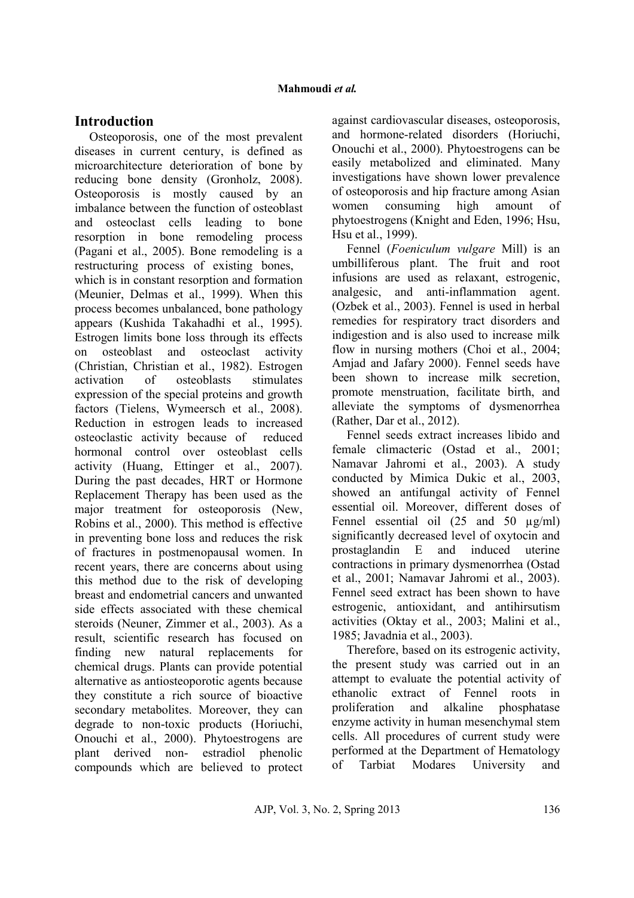## Introduction

Osteoporosis, one of the most prevalent diseases in current century, is defined as microarchitecture deterioration of bone by reducing bone density (Gronholz, 2008). Osteoporosis is mostly caused by an imbalance between the function of osteoblast and osteoclast cells leading to bone resorption in bone remodeling process (Pagani et al., 2005). Bone remodeling is a restructuring process of existing bones, which is in constant resorption and formation (Meunier, Delmas et al., 1999). When this process becomes unbalanced, bone pathology appears (Kushida Takahadhi et al., 1995). Estrogen limits bone loss through its effects on osteoblast and osteoclast activity (Christian, Christian et al., 1982). Estrogen activation of osteoblasts stimulates expression of the special proteins and growth factors (Tielens, Wymeersch et al., 2008). Reduction in estrogen leads to increased osteoclastic activity because of reduced hormonal control over osteoblast cells activity (Huang, Ettinger et al., 2007). During the past decades, HRT or Hormone Replacement Therapy has been used as the major treatment for osteoporosis (New, Robins et al., 2000). This method is effective in preventing bone loss and reduces the risk of fractures in postmenopausal women. In recent years, there are concerns about using this method due to the risk of developing breast and endometrial cancers and unwanted side effects associated with these chemical steroids (Neuner, Zimmer et al., 2003). As a result, scientific research has focused on finding new natural replacements for chemical drugs. Plants can provide potential alternative as antiosteoporotic agents because they constitute a rich source of bioactive secondary metabolites. Moreover, they can degrade to non-toxic products (Horiuchi, Onouchi et al., 2000). Phytoestrogens are plant derived non- estradiol phenolic compounds which are believed to protect against cardiovascular diseases, osteoporosis, and hormone-related disorders (Horiuchi, Onouchi et al., 2000). Phytoestrogens can be easily metabolized and eliminated. Many investigations have shown lower prevalence of osteoporosis and hip fracture among Asian women consuming high amount of phytoestrogens (Knight and Eden, 1996; Hsu, Hsu et al., 1999).

Fennel (*Foeniculum vulgare* Mill) is an umbilliferous plant. The fruit and root infusions are used as relaxant, estrogenic, analgesic, and anti-inflammation agent. (Ozbek et al., 2003). Fennel is used in herbal remedies for respiratory tract disorders and indigestion and is also used to increase milk flow in nursing mothers (Choi et al., 2004; Amjad and Jafary 2000). Fennel seeds have been shown to increase milk secretion, promote menstruation, facilitate birth, and alleviate the symptoms of dysmenorrhea (Rather, Dar et al., 2012).

Fennel seeds extract increases libido and female climacteric (Ostad et al., 2001; Namavar Jahromi et al., 2003). A study conducted by Mimica Dukic et al., 2003, showed an antifungal activity of Fennel essential oil. Moreover, different doses of Fennel essential oil (25 and 50 µg/ml) significantly decreased level of oxytocin and prostaglandin E and induced uterine contractions in primary dysmenorrhea (Ostad et al., 2001; Namavar Jahromi et al., 2003). Fennel seed extract has been shown to have estrogenic, antioxidant, and antihirsutism activities (Oktay et al., 2003; Malini et al., 1985; Javadnia et al., 2003).

Therefore, based on its estrogenic activity, the present study was carried out in an attempt to evaluate the potential activity of ethanolic extract of Fennel roots in proliferation and alkaline phosphatase enzyme activity in human mesenchymal stem cells. All procedures of current study were performed at the Department of Hematology of Tarbiat Modares University and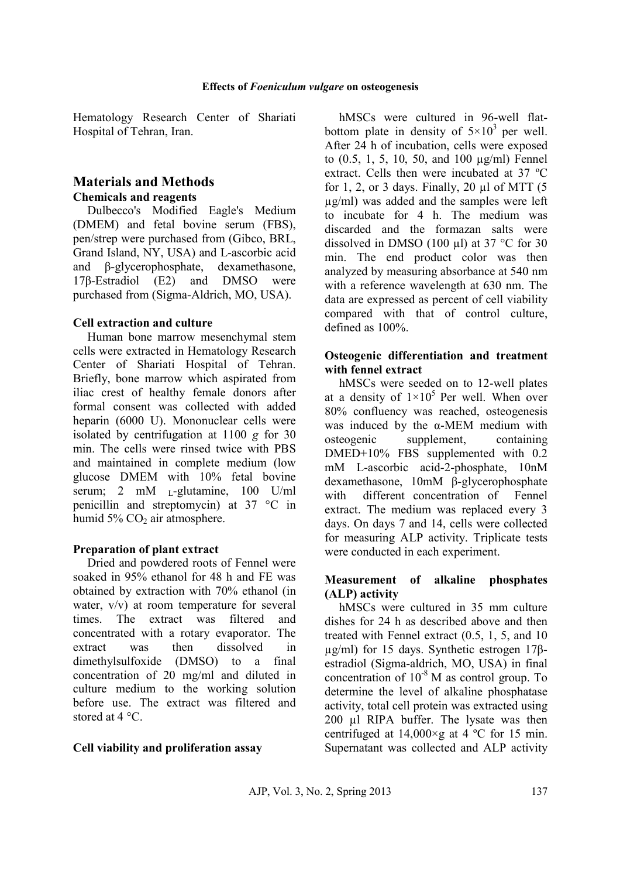Hematology Research Center of Shariati Hospital of Tehran, Iran.

## Materials and Methods

### Chemicals and reagents

Dulbecco's Modified Eagle's Medium (DMEM) and fetal bovine serum (FBS), pen/strep were purchased from (Gibco, BRL, Grand Island, NY, USA) and L-ascorbic acid and β-glycerophosphate, dexamethasone, 17β-Estradiol (E2) and DMSO were purchased from (Sigma-Aldrich, MO, USA).

### Cell extraction and culture

Human bone marrow mesenchymal stem cells were extracted in Hematology Research Center of Shariati Hospital of Tehran. Briefly, bone marrow which aspirated from iliac crest of healthy female donors after formal consent was collected with added heparin (6000 U). Mononuclear cells were isolated by centrifugation at 1100 *g* for 30 min. The cells were rinsed twice with PBS and maintained in complete medium (low glucose DMEM with 10% fetal bovine serum; 2 mM $_{L}$-glutamine, 100 U/ml penicillin and streptomycin) at 37 °C in humid 5% $CO_2$ air atmosphere.

### Preparation of plant extract

Dried and powdered roots of Fennel were soaked in 95% ethanol for 48 h and FE was obtained by extraction with 70% ethanol (in water, v/v) at room temperature for several times. The extract was filtered and concentrated with a rotary evaporator. The extract was then dissolved in dimethylsulfoxide (DMSO) to a final concentration of 20 mg/ml and diluted in culture medium to the working solution before use. The extract was filtered and stored at 4 °C.

### Cell viability and proliferation assay

hMSCs were cultured in 96-well flat-bottom plate in density of $5\times10^3$ per well. After 24 h of incubation, cells were exposed to (0.5, 1, 5, 10, 50, and 100 µg/ml) Fennel extract. Cells then were incubated at 37 ºC for 1, 2, or 3 days. Finally, 20 µl of MTT (5 µg/ml) was added and the samples were left to incubate for 4 h. The medium was discarded and the formazan salts were dissolved in DMSO (100 µl) at 37 °C for 30 min. The end product color was then analyzed by measuring absorbance at 540 nm with a reference wavelength at 630 nm. The data are expressed as percent of cell viability compared with that of control culture, defined as 100%.

### Osteogenic differentiation and treatment with fennel extract

hMSCs were seeded on to 12-well plates at a density of $1\times10^5$ Per well. When over 80% confluency was reached, osteogenesis was induced by the α-MEM medium with osteogenic supplement, containing DMED+10% FBS supplemented with 0.2 mM L-ascorbic acid-2-phosphate, 10nM dexamethasone, 10mM β-glycerophosphate with different concentration of Fennel extract. The medium was replaced every 3 days. On days 7 and 14, cells were collected for measuring ALP activity. Triplicate tests were conducted in each experiment.

### Measurement of alkaline phosphates (ALP) activity

hMSCs were cultured in 35 mm culture dishes for 24 h as described above and then treated with Fennel extract (0.5, 1, 5, and 10 µg/ml) for 15 days. Synthetic estrogen 17β-estradiol (Sigma-aldrich, MO, USA) in final concentration of $10^{-8}$ M as control group. To determine the level of alkaline phosphatase activity, total cell protein was extracted using 200 µl RIPA buffer. The lysate was then centrifuged at 14,000×g at 4 ºC for 15 min. Supernatant was collected and ALP activity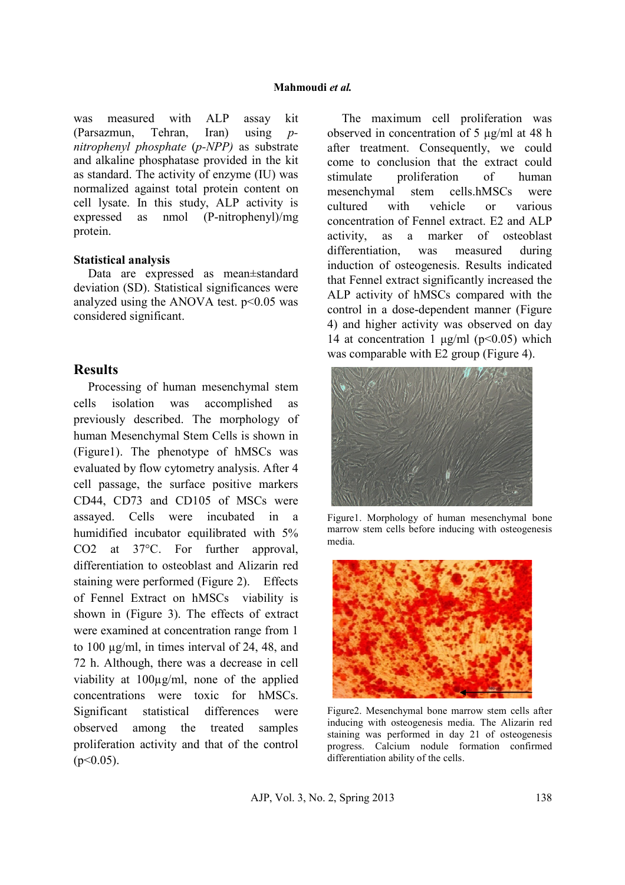was measured with ALP assay kit (Parsazmun, Tehran, Iran) using *p-nitrophenyl phosphate* (*p-NPP)* as substrate and alkaline phosphatase provided in the kit as standard. The activity of enzyme (IU) was normalized against total protein content on cell lysate. In this study, ALP activity is expressed as nmol (P-nitrophenyl)/mg protein.

**Statistical analysis**

Data are expressed as mean±standard deviation (SD). Statistical significances were analyzed using the ANOVA test. $p<0.05$ was considered significant.

## Results

Processing of human mesenchymal stem cells isolation was accomplished as previously described. The morphology of human Mesenchymal Stem Cells is shown in (Figure1). The phenotype of hMSCs was evaluated by flow cytometry analysis. After 4 cell passage, the surface positive markers CD44, CD73 and CD105 of MSCs were assayed. Cells were incubated in a humidified incubator equilibrated with 5% $CO_2$ at 37°C. For further approval, differentiation to osteoblast and Alizarin red staining were performed (Figure 2). Effects of Fennel Extract on hMSCs viability is shown in (Figure 3). The effects of extract were examined at concentration range from 1 to 100 µg/ml, in times interval of 24, 48, and 72 h. Although, there was a decrease in cell viability at 100µg/ml, none of the applied concentrations were toxic for hMSCs. Significant statistical differences were observed among the treated samples proliferation activity and that of the control ($p<0.05$).

The maximum cell proliferation was observed in concentration of 5 µg/ml at 48 h after treatment. Consequently, we could come to conclusion that the extract could stimulate proliferation of human mesenchymal stem cells.hMSCs were cultured with vehicle or various concentration of Fennel extract. E2 and ALP activity, as a marker of osteoblast differentiation, was measured during induction of osteogenesis. Results indicated that Fennel extract significantly increased the ALP activity of hMSCs compared with the control in a dose-dependent manner (Figure 4) and higher activity was observed on day 14 at concentration 1 µg/ml ($p<0.05$) which was comparable with E2 group (Figure 4).

Figure1. Morphology of human mesenchymal bone marrow stem cells before inducing with osteogenesis media.

Figure2. Mesenchymal bone marrow stem cells after inducing with osteogenesis media. The Alizarin red staining was performed in day 21 of osteogenesis progress. Calcium nodule formation confirmed differentiation ability of the cells.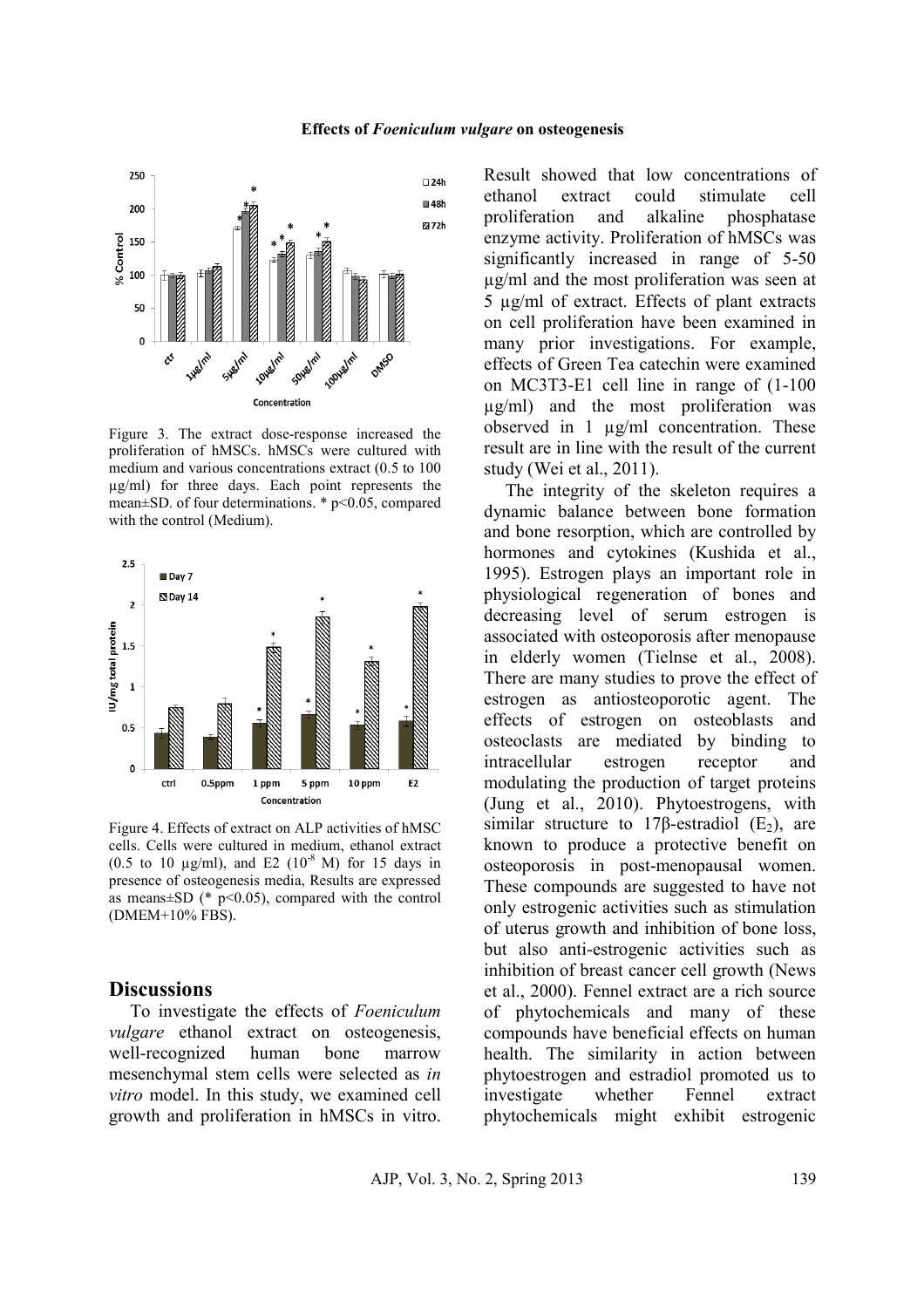Figure 3. The extract dose-response increased the proliferation of hMSCs. hMSCs were cultured with medium and various concentrations extract (0.5 to 100 µg/ml) for three days. Each point represents the mean±SD. of four determinations. * p<0.05, compared with the control (Medium).

Figure 4. Effects of extract on ALP activities of hMSC cells. Cells were cultured in medium, ethanol extract (0.5 to 10 µg/ml), and E2 ($10^{-8}$ M) for 15 days in presence of osteogenesis media, Results are expressed as means±SD (* p<0.05), compared with the control (DMEM+10% FBS).

## Discussions

To investigate the effects of *Foeniculum vulgare* ethanol extract on osteogenesis, well-recognized human bone marrow mesenchymal stem cells were selected as *in vitro* model. In this study, we examined cell growth and proliferation in hMSCs in vitro. Result showed that low concentrations of ethanol extract could stimulate cell proliferation and alkaline phosphatase enzyme activity. Proliferation of hMSCs was significantly increased in range of 5-50 µg/ml and the most proliferation was seen at 5 µg/ml of extract. Effects of plant extracts on cell proliferation have been examined in many prior investigations. For example, effects of Green Tea catechin were examined on MC3T3-E1 cell line in range of (1-100 µg/ml) and the most proliferation was observed in 1 µg/ml concentration. These result are in line with the result of the current study (Wei et al., 2011).

The integrity of the skeleton requires a dynamic balance between bone formation and bone resorption, which are controlled by hormones and cytokines (Kushida et al., 1995). Estrogen plays an important role in physiological regeneration of bones and decreasing level of serum estrogen is associated with osteoporosis after menopause in elderly women (Tielnse et al., 2008). There are many studies to prove the effect of estrogen as antiosteoporotic agent. The effects of estrogen on osteoblasts and osteoclasts are mediated by binding to intracellular estrogen receptor and modulating the production of target proteins (Jung et al., 2010). Phytoestrogens, with similar structure to 17β-estradiol ($E_2$), are known to produce a protective benefit on osteoporosis in post-menopausal women. These compounds are suggested to have not only estrogenic activities such as stimulation of uterus growth and inhibition of bone loss, but also anti-estrogenic activities such as inhibition of breast cancer cell growth (News et al., 2000). Fennel extract are a rich source of phytochemicals and many of these compounds have beneficial effects on human health. The similarity in action between phytoestrogen and estradiol promoted us to investigate whether Fennel extract phytochemicals might exhibit estrogenic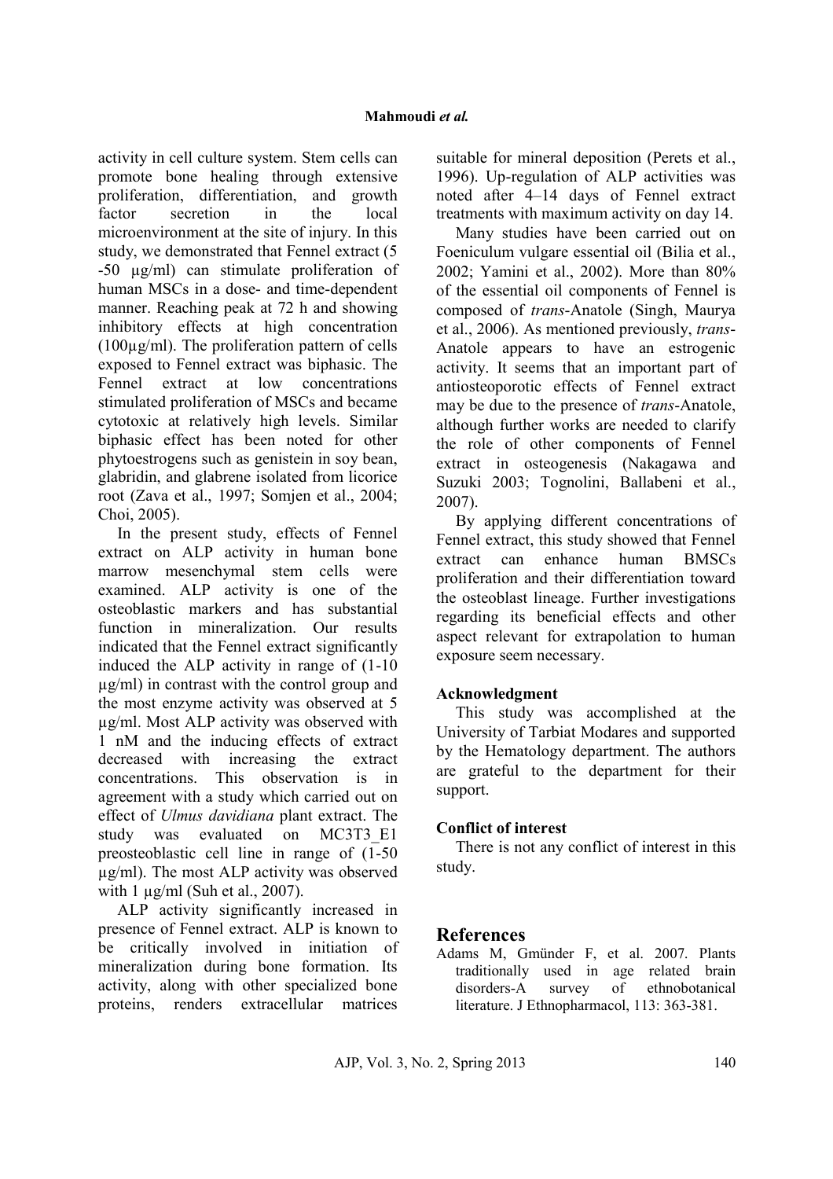activity in cell culture system. Stem cells can promote bone healing through extensive proliferation, differentiation, and growth factor secretion in the local microenvironment at the site of injury. In this study, we demonstrated that Fennel extract (5 -50 µg/ml) can stimulate proliferation of human MSCs in a dose- and time-dependent manner. Reaching peak at 72 h and showing inhibitory effects at high concentration (100µg/ml). The proliferation pattern of cells exposed to Fennel extract was biphasic. The Fennel extract at low concentrations stimulated proliferation of MSCs and became cytotoxic at relatively high levels. Similar biphasic effect has been noted for other phytoestrogens such as genistein in soy bean, glabridin, and glabrene isolated from licorice root (Zava et al., 1997; Somjen et al., 2004; Choi, 2005).

In the present study, effects of Fennel extract on ALP activity in human bone marrow mesenchymal stem cells were examined. ALP activity is one of the osteoblastic markers and has substantial function in mineralization. Our results indicated that the Fennel extract significantly induced the ALP activity in range of (1-10 µg/ml) in contrast with the control group and the most enzyme activity was observed at 5 µg/ml. Most ALP activity was observed with 1 nM and the inducing effects of extract decreased with increasing the extract concentrations. This observation is in agreement with a study which carried out on effect of *Ulmus davidiana* plant extract. The study was evaluated on MC3T3_E1 preosteoblastic cell line in range of (1-50 µg/ml). The most ALP activity was observed with 1 µg/ml (Suh et al., 2007).

ALP activity significantly increased in presence of Fennel extract. ALP is known to be critically involved in initiation of mineralization during bone formation. Its activity, along with other specialized bone proteins, renders extracellular matrices suitable for mineral deposition (Perets et al., 1996). Up-regulation of ALP activities was noted after 4–14 days of Fennel extract treatments with maximum activity on day 14.

Many studies have been carried out on Foeniculum vulgare essential oil (Bilia et al., 2002; Yamini et al., 2002). More than 80% of the essential oil components of Fennel is composed of *trans*-Anatole (Singh, Maurya et al., 2006). As mentioned previously, *trans*-Anatole appears to have an estrogenic activity. It seems that an important part of antiosteoporotic effects of Fennel extract may be due to the presence of *trans*-Anatole, although further works are needed to clarify the role of other components of Fennel extract in osteogenesis (Nakagawa and Suzuki 2003; Tognolini, Ballabeni et al., 2007).

By applying different concentrations of Fennel extract, this study showed that Fennel extract can enhance human BMSCs proliferation and their differentiation toward the osteoblast lineage. Further investigations regarding its beneficial effects and other aspect relevant for extrapolation to human exposure seem necessary.

### Acknowledgment

This study was accomplished at the University of Tarbiat Modares and supported by the Hematology department. The authors are grateful to the department for their support.

### Conflict of interest

There is not any conflict of interest in this study.

## References

Adams M, Gmünder F, et al. 2007. Plants traditionally used in age related brain disorders-A survey of ethnobotanical literature. J Ethnopharmacol, 113: 363-381.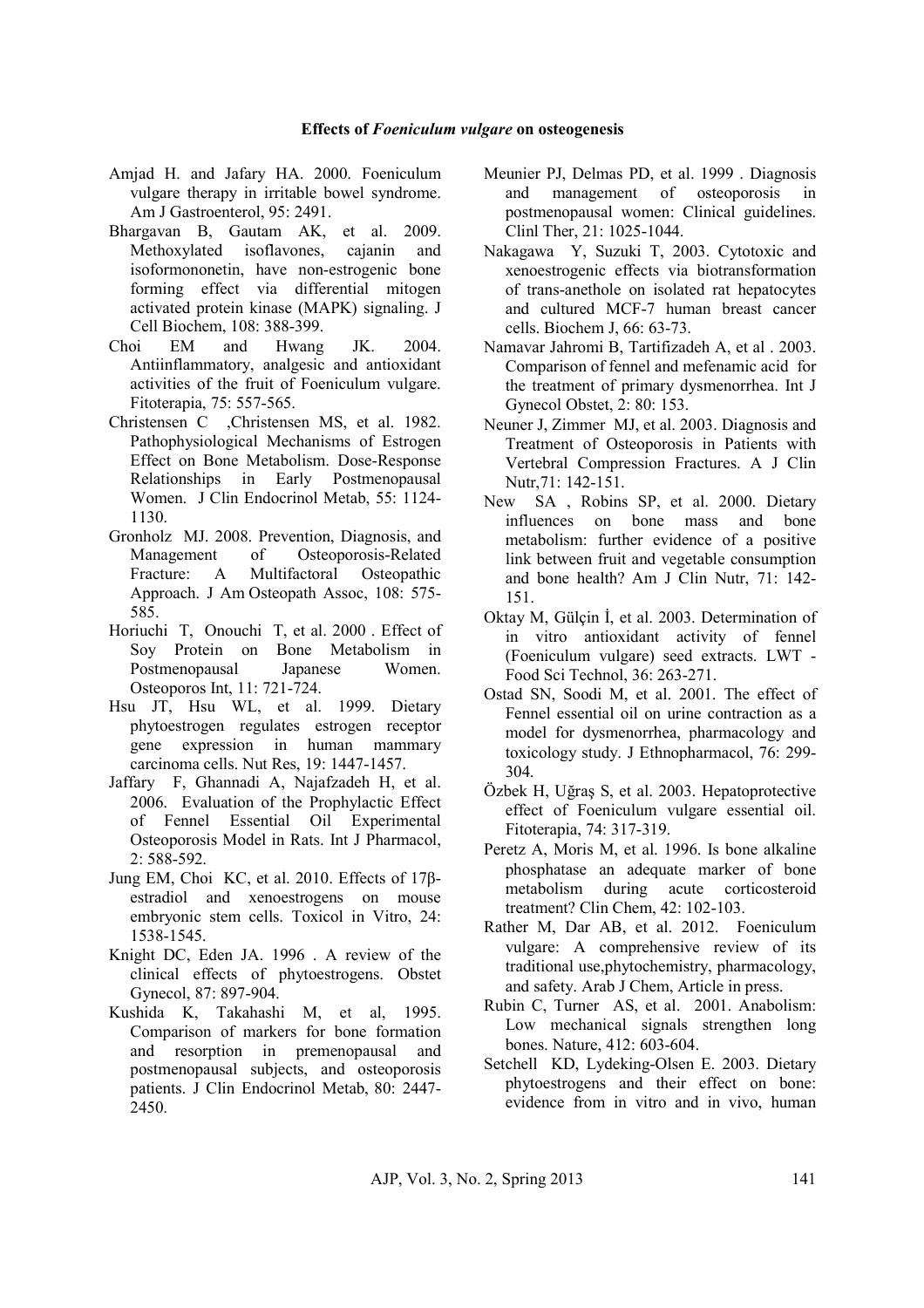Amjad H. and Jafary HA. 2000. Foeniculum vulgare therapy in irritable bowel syndrome. Am J Gastroenterol, 95: 2491.

Bhargavan B, Gautam AK, et al. 2009. Methoxylated isoflavones, cajanin and isoformononetin, have non-estrogenic bone forming effect via differential mitogen activated protein kinase (MAPK) signaling. J Cell Biochem, 108: 388-399.

Choi EM and Hwang JK. 2004. Antiinflammatory, analgesic and antioxidant activities of the fruit of Foeniculum vulgare. Fitoterapia, 75: 557-565.

Christensen C ,Christensen MS, et al. 1982. Pathophysiological Mechanisms of Estrogen Effect on Bone Metabolism. Dose-Response Relationships in Early Postmenopausal Women. J Clin Endocrinol Metab, 55: 1124-1130.

Gronholz MJ. 2008. Prevention, Diagnosis, and Management of Osteoporosis-Related Fracture: A Multifactoral Osteopathic Approach. J Am Osteopath Assoc, 108: 575-585.

Horiuchi T, Onouchi T, et al. 2000 . Effect of Soy Protein on Bone Metabolism in Postmenopausal Japanese Women. Osteoporos Int, 11: 721-724.

Hsu JT, Hsu WL, et al. 1999. Dietary phytoestrogen regulates estrogen receptor gene expression in human mammary carcinoma cells. Nut Res, 19: 1447-1457.

Jaffary F, Ghannadi A, Najafzadeh H, et al. 2006. Evaluation of the Prophylactic Effect of Fennel Essential Oil Experimental Osteoporosis Model in Rats. Int J Pharmacol, 2: 588-592.

Jung EM, Choi KC, et al. 2010. Effects of 17β-estradiol and xenoestrogens on mouse embryonic stem cells. Toxicol in Vitro, 24: 1538-1545.

Knight DC, Eden JA. 1996 . A review of the clinical effects of phytoestrogens. Obstet Gynecol, 87: 897-904.

Kushida K, Takahashi M, et al, 1995. Comparison of markers for bone formation and resorption in premenopausal and postmenopausal subjects, and osteoporosis patients. J Clin Endocrinol Metab, 80: 2447-2450.

Meunier PJ, Delmas PD, et al. 1999 . Diagnosis and management of osteoporosis in postmenopausal women: Clinical guidelines. Clinl Ther, 21: 1025-1044.

Nakagawa Y, Suzuki T, 2003. Cytotoxic and xenoestrogenic effects via biotransformation of trans-anethole on isolated rat hepatocytes and cultured MCF-7 human breast cancer cells. Biochem J, 66: 63-73.

Namavar Jahromi B, Tartifizadeh A, et al . 2003. Comparison of fennel and mefenamic acid for the treatment of primary dysmenorrhea. Int J Gynecol Obstet, 2: 80: 153.

Neuner J, Zimmer MJ, et al. 2003. Diagnosis and Treatment of Osteoporosis in Patients with Vertebral Compression Fractures. A J Clin Nutr,71: 142-151.

New SA , Robins SP, et al. 2000. Dietary influences on bone mass and bone metabolism: further evidence of a positive link between fruit and vegetable consumption and bone health? Am J Clin Nutr, 71: 142-151.

Oktay M, Gülçin İ, et al. 2003. Determination of in vitro antioxidant activity of fennel (Foeniculum vulgare) seed extracts. LWT - Food Sci Technol, 36: 263-271.

Ostad SN, Soodi M, et al. 2001. The effect of Fennel essential oil on urine contraction as a model for dysmenorrhea, pharmacology and toxicology study. J Ethnopharmacol, 76: 299-304.

Özbek H, Uğraş S, et al. 2003. Hepatoprotective effect of Foeniculum vulgare essential oil. Fitoterapia, 74: 317-319.

Peretz A, Moris M, et al. 1996. Is bone alkaline phosphatase an adequate marker of bone metabolism during acute corticosteroid treatment? Clin Chem, 42: 102-103.

Rather M, Dar AB, et al. 2012. Foeniculum vulgare: A comprehensive review of its traditional use,phytochemistry, pharmacology, and safety. Arab J Chem, Article in press.

Rubin C, Turner AS, et al. 2001. Anabolism: Low mechanical signals strengthen long bones. Nature, 412: 603-604.

Setchell KD, Lydeking-Olsen E. 2003. Dietary phytoestrogens and their effect on bone: evidence from in vitro and in vivo, human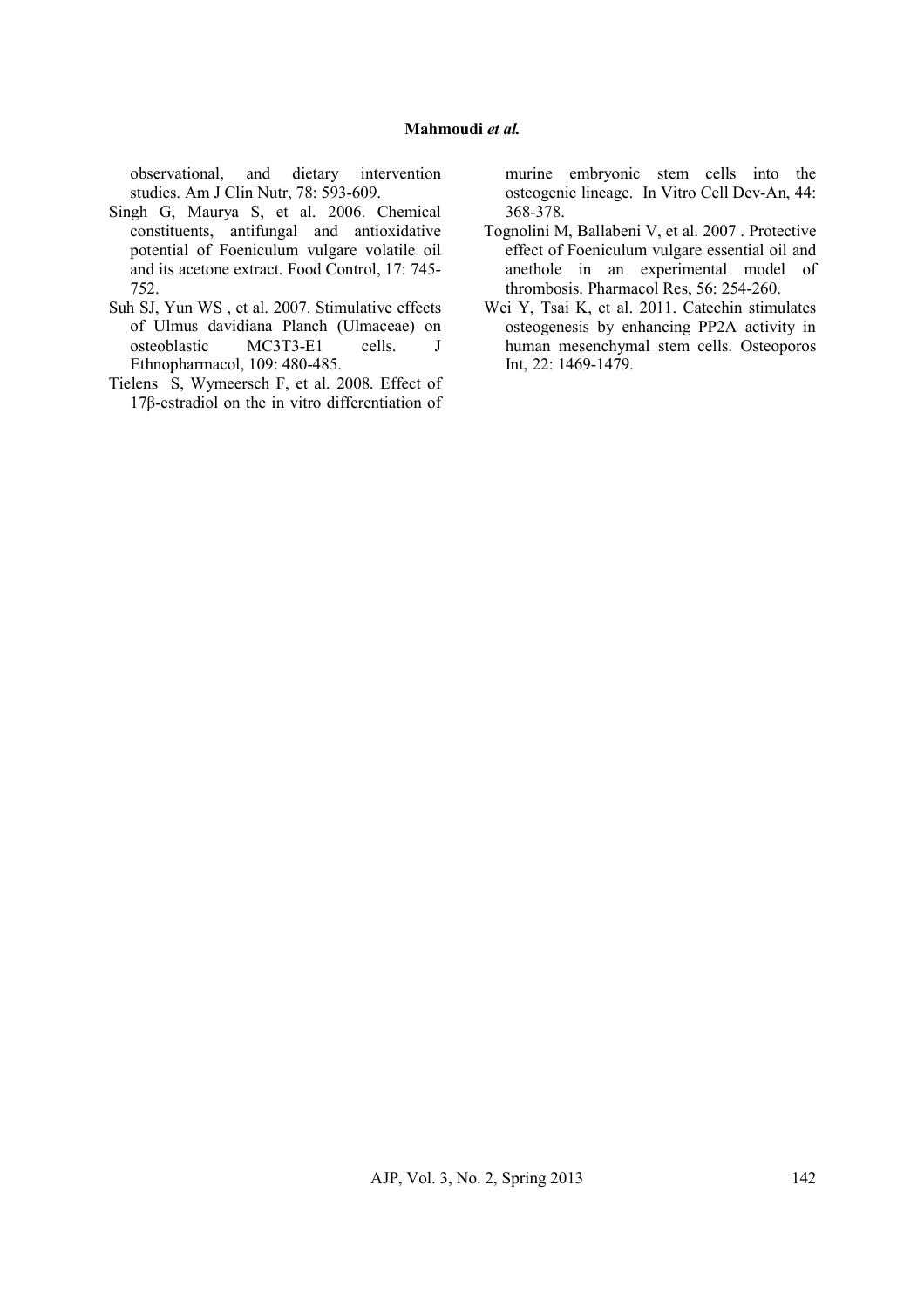observational, and dietary intervention studies. Am J Clin Nutr, 78: 593-609.

Singh G, Maurya S, et al. 2006. Chemical constituents, antifungal and antioxidative potential of Foeniculum vulgare volatile oil and its acetone extract. Food Control, 17: 745-752.

Suh SJ, Yun WS , et al. 2007. Stimulative effects of Ulmus davidiana Planch (Ulmaceae) on osteoblastic MC3T3-E1 cells. J Ethnopharmacol, 109: 480-485.

Tielens S, Wymeersch F, et al. 2008. Effect of 17β-estradiol on the in vitro differentiation of murine embryonic stem cells into the osteogenic lineage. In Vitro Cell Dev-An, 44: 368-378.

Tognolini M, Ballabeni V, et al. 2007 . Protective effect of Foeniculum vulgare essential oil and anethole in an experimental model of thrombosis. Pharmacol Res, 56: 254-260.

Wei Y, Tsai K, et al. 2011. Catechin stimulates osteogenesis by enhancing PP2A activity in human mesenchymal stem cells. Osteoporos Int, 22: 1469-1479.